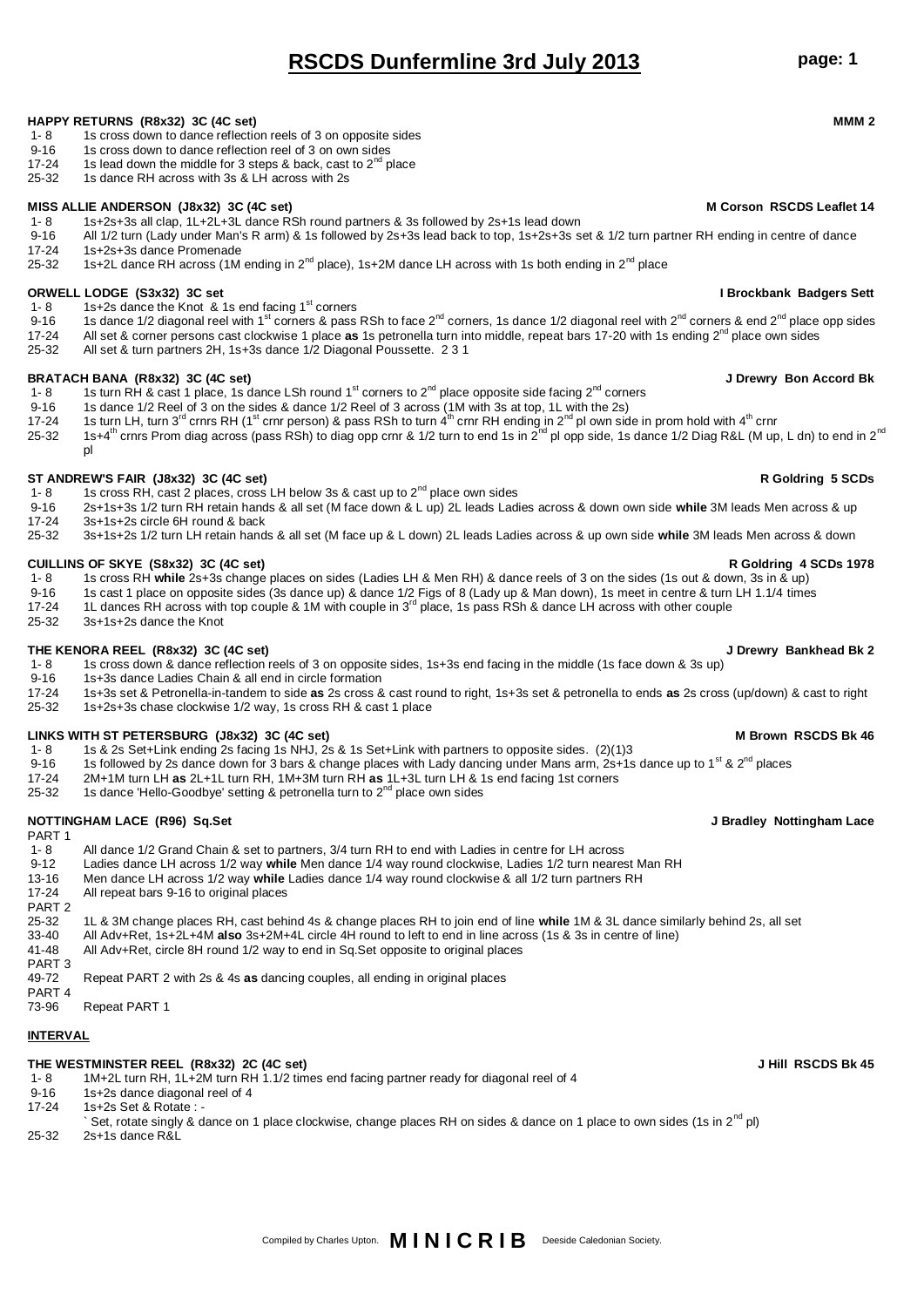# RSCDS Dunfermline 3rd July 2013

### HAPPY RETURNS (R8x32) 3C (4C set) — MMM 2

| Bars | |
|---|---|
| 1- 8 | 1s cross down to dance reflection reels of 3 on opposite sides |
| 9-16 | 1s cross down to dance reflection reel of 3 on own sides |
| 17-24 | 1s lead down the middle for 3 steps & back, cast to 2nd place |
| 25-32 | 1s dance RH across with 3s & LH across with 2s |

### MISS ALLIE ANDERSON (J8x32) 3C (4C set) — M Corson RSCDS Leaflet 14

| Bars | |
|---|---|
| 1- 8 | 1s+2s+3s all clap, 1L+2L+3L dance RSh round partners & 3s followed by 2s+1s lead down |
| 9-16 | All 1/2 turn (Lady under Man's R arm) & 1s followed by 2s+3s lead back to top, 1s+2s+3s set & 1/2 turn partner RH ending in centre of dance |
| 17-24 | 1s+2s+3s dance Promenade |
| 25-32 | 1s+2L dance RH across (1M ending in 2nd place), 1s+2M dance LH across with 1s both ending in 2nd place |

### ORWELL LODGE (S3x32) 3C set — I Brockbank Badgers Sett

| Bars | |
|---|---|
| 1- 8 | 1s+2s dance the Knot & 1s end facing 1st corners |
| 9-16 | 1s dance 1/2 diagonal reel with 1st corners & pass RSh to face 2nd corners, 1s dance 1/2 diagonal reel with 2nd corners & end 2nd place opp sides |
| 17-24 | All set & corner persons cast clockwise 1 place **as** 1s petronella turn into middle, repeat bars 17-20 with 1s ending 2nd place own sides |
| 25-32 | All set & turn partners 2H, 1s+3s dance 1/2 Diagonal Poussette. 2 3 1 |

### BRATACH BANA (R8x32) 3C (4C set) — J Drewry Bon Accord Bk

| Bars | |
|---|---|
| 1- 8 | 1s turn RH & cast 1 place, 1s dance LSh round 1st corners to 2nd place opposite side facing 2nd corners |
| 9-16 | 1s dance 1/2 Reel of 3 on the sides & dance 1/2 Reel of 3 across (1M with 3s at top, 1L with the 2s) |
| 17-24 | 1s turn LH, turn 3rd crnrs RH (1st crnr person) & pass RSh to turn 4th crnr RH ending in 2nd pl own side in prom hold with 4th crnr |
| 25-32 | 1s+4th crnrs Prom diag across (pass RSh) to diag opp crnr & 1/2 turn to end 1s in 2nd pl opp side, 1s dance 1/2 Diag R&L (M up, L dn) to end in 2nd pl |

### ST ANDREW'S FAIR (J8x32) 3C (4C set) — R Goldring 5 SCDs

| Bars | |
|---|---|
| 1- 8 | 1s cross RH, cast 2 places, cross LH below 3s & cast up to 2nd place own sides |
| 9-16 | 2s+1s+3s 1/2 turn RH retain hands & all set (M face down & L up) 2L leads Ladies across & down own side **while** 3M leads Men across & up |
| 17-24 | 3s+1s+2s circle 6H round & back |
| 25-32 | 3s+1s+2s 1/2 turn LH retain hands & all set (M face up & L down) 2L leads Ladies across & up own side **while** 3M leads Men across & down |

### CUILLINS OF SKYE (S8x32) 3C (4C set) — R Goldring 4 SCDs 1978

| Bars | |
|---|---|
| 1- 8 | 1s cross RH **while** 2s+3s change places on sides (Ladies LH & Men RH) & dance reels of 3 on the sides (1s out & down, 3s in & up) |
| 9-16 | 1s cast 1 place on opposite sides (3s dance up) & dance 1/2 Figs of 8 (Lady up & Man down), 1s meet in centre & turn LH 1.1/4 times |
| 17-24 | 1L dances RH across with top couple & 1M with couple in 3rd place, 1s pass RSh & dance LH across with other couple |
| 25-32 | 3s+1s+2s dance the Knot |

### THE KENORA REEL (R8x32) 3C (4C set) — J Drewry Bankhead Bk 2

| Bars | |
|---|---|
| 1- 8 | 1s cross down & dance reflection reels of 3 on opposite sides, 1s+3s end facing in the middle (1s face down & 3s up) |
| 9-16 | 1s+3s dance Ladies Chain & all end in circle formation |
| 17-24 | 1s+3s set & Petronella-in-tandem to side **as** 2s cross & cast round to right, 1s+3s set & petronella to ends **as** 2s cross (up/down) & cast to right |
| 25-32 | 1s+2s+3s chase clockwise 1/2 way, 1s cross RH & cast 1 place |

### LINKS WITH ST PETERSBURG (J8x32) 3C (4C set) — M Brown RSCDS Bk 46

| Bars | |
|---|---|
| 1- 8 | 1s & 2s Set+Link ending 2s facing 1s NHJ, 2s & 1s Set+Link with partners to opposite sides. (2)(1)3 |
| 9-16 | 1s followed by 2s dance down for 3 bars & change places with Lady dancing under Mans arm, 2s+1s dance up to 1st & 2nd places |
| 17-24 | 2M+1M turn LH **as** 2L+1L turn RH, 1M+3M turn RH **as** 1L+3L turn LH & 1s end facing 1st corners |
| 25-32 | 1s dance 'Hello-Goodbye' setting & petronella turn to 2nd place own sides |

### NOTTINGHAM LACE (R96) Sq.Set — J Bradley Nottingham Lace

| Bars | |
|---|---|
| PART 1 | |
| 1- 8 | All dance 1/2 Grand Chain & set to partners, 3/4 turn RH to end with Ladies in centre for LH across |
| 9-12 | Ladies dance LH across 1/2 way **while** Men dance 1/4 way round clockwise, Ladies 1/2 turn nearest Man RH |
| 13-16 | Men dance LH across 1/2 way **while** Ladies dance 1/4 way round clockwise & all 1/2 turn partners RH |
| 17-24 | All repeat bars 9-16 to original places |
| PART 2 | |
| 25-32 | 1L & 3M change places RH, cast behind 4s & change places RH to join end of line **while** 1M & 3L dance similarly behind 2s, all set |
| 33-40 | All Adv+Ret, 1s+2L+4M **also** 3s+2M+4L circle 4H round to left to end in line across (1s & 3s in centre of line) |
| 41-48 | All Adv+Ret, circle 8H round 1/2 way to end in Sq.Set opposite to original places |
| PART 3 | |
| 49-72 | Repeat PART 2 with 2s & 4s **as** dancing couples, all ending in original places |
| PART 4 | |
| 73-96 | Repeat PART 1 |

**INTERVAL**

### THE WESTMINSTER REEL (R8x32) 2C (4C set) — J Hill RSCDS Bk 45

| Bars | |
|---|---|
| 1- 8 | 1M+2L turn RH, 1L+2M turn RH 1.1/2 times end facing partner ready for diagonal reel of 4 |
| 9-16 | 1s+2s dance diagonal reel of 4 |
| 17-24 | 1s+2s Set & Rotate : - Set, rotate singly & dance on 1 place clockwise, change places RH on sides & dance on 1 place to own sides (1s in 2nd pl) |
| 25-32 | 2s+1s dance R&L |

Compiled by Charles Upton. **MINICRIB** Deeside Caledonian Society.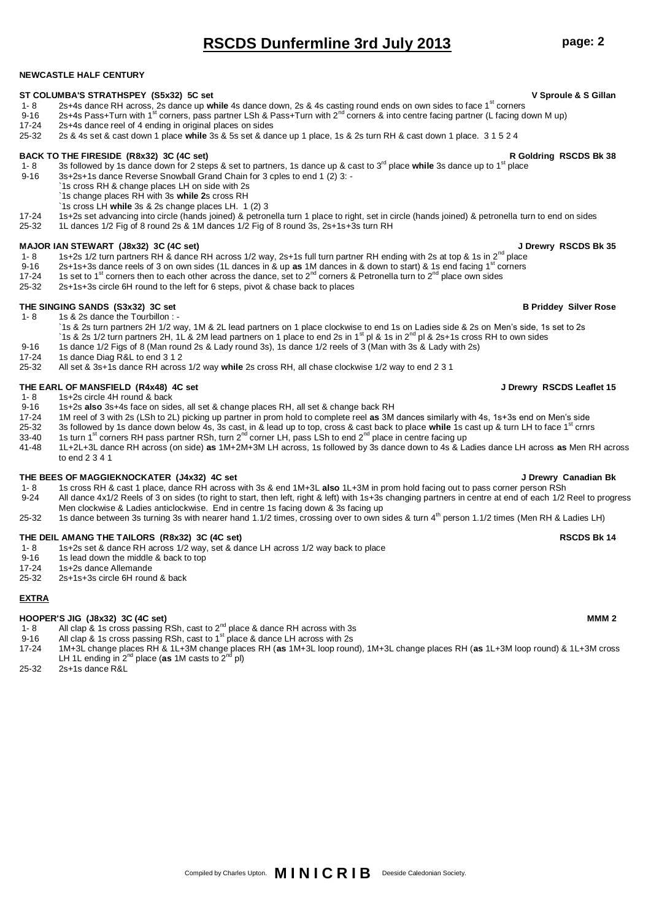# RSCDS Dunfermline 3rd July 2013

**NEWCASTLE HALF CENTURY**

**ST COLUMBA'S STRATHSPEY (S5x32) 5C set** — **V Sproule & S Gillan**

| | |
|---|---|
| 1- 8 | 2s+4s dance RH across, 2s dance up **while** 4s dance down, 2s & 4s casting round ends on own sides to face 1st corners |
| 9-16 | 2s+4s Pass+Turn with 1st corners, pass partner LSh & Pass+Turn with 2nd corners & into centre facing partner (L facing down M up) |
| 17-24 | 2s+4s dance reel of 4 ending in original places on sides |
| 25-32 | 2s & 4s set & cast down 1 place **while** 3s & 5s set & dance up 1 place, 1s & 2s turn RH & cast down 1 place. 3 1 5 2 4 |

**BACK TO THE FIRESIDE (R8x32) 3C (4C set)** — **R Goldring RSCDS Bk 38**

| | |
|---|---|
| 1- 8 | 3s followed by 1s dance down for 2 steps & set to partners, 1s dance up & cast to 3rd place **while** 3s dance up to 1st place |
| 9-16 | 3s+2s+1s dance Reverse Snowball Grand Chain for 3 cples to end 1 (2) 3: -<br>`1s cross RH & change places LH on side with 2s<br>`1s change places RH with 3s **while 2**s cross RH<br>`1s cross LH **while** 3s & 2s change places LH. 1 (2) 3 |
| 17-24 | 1s+2s set advancing into circle (hands joined) & petronella turn 1 place to right, set in circle (hands joined) & petronella turn to end on sides |
| 25-32 | 1L dances 1/2 Fig of 8 round 2s & 1M dances 1/2 Fig of 8 round 3s, 2s+1s+3s turn RH |

**MAJOR IAN STEWART (J8x32) 3C (4C set)** — **J Drewry RSCDS Bk 35**

| | |
|---|---|
| 1- 8 | 1s+2s 1/2 turn partners RH & dance RH across 1/2 way, 2s+1s full turn partner RH ending with 2s at top & 1s in 2nd place |
| 9-16 | 2s+1s+3s dance reels of 3 on own sides (1L dances in & up **as** 1M dances in & down to start) & 1s end facing 1st corners |
| 17-24 | 1s set to 1st corners then to each other across the dance, set to 2nd corners & Petronella turn to 2nd place own sides |
| 25-32 | 2s+1s+3s circle 6H round to the left for 6 steps, pivot & chase back to places |

**THE SINGING SANDS (S3x32) 3C set** — **B Priddey Silver Rose**

| | |
|---|---|
| 1- 8 | 1s & 2s dance the Tourbillon : -<br>`1s & 2s turn partners 2H 1/2 way, 1M & 2L lead partners on 1 place clockwise to end 1s on Ladies side & 2s on Men's side, 1s set to 2s<br>`1s & 2s 1/2 turn partners 2H, 1L & 2M lead partners on 1 place to end 2s in 1st pl & 1s in 2nd pl & 2s+1s cross RH to own sides |
| 9-16 | 1s dance 1/2 Figs of 8 (Man round 2s & Lady round 3s), 1s dance 1/2 reels of 3 (Man with 3s & Lady with 2s) |
| 17-24 | 1s dance Diag R&L to end 3 1 2 |
| 25-32 | All set & 3s+1s dance RH across 1/2 way **while** 2s cross RH, all chase clockwise 1/2 way to end 2 3 1 |

**THE EARL OF MANSFIELD (R4x48) 4C set** — **J Drewry RSCDS Leaflet 15**

| | |
|---|---|
| 1- 8 | 1s+2s circle 4H round & back |
| 9-16 | 1s+2s **also** 3s+4s face on sides, all set & change places RH, all set & change back RH |
| 17-24 | 1M reel of 3 with 2s (LSh to 2L) picking up partner in prom hold to complete reel **as** 3M dances similarly with 4s, 1s+3s end on Men's side |
| 25-32 | 3s followed by 1s dance down below 4s, 3s cast, in & lead up to top, cross & cast back to place **while** 1s cast up & turn LH to face 1st crnrs |
| 33-40 | 1s turn 1st corners RH pass partner RSh, turn 2nd corner LH, pass LSh to end 2nd place in centre facing up |
| 41-48 | 1L+2L+3L dance RH across (on side) **as** 1M+2M+3M LH across, 1s followed by 3s dance down to 4s & Ladies dance LH across **as** Men RH across to end 2 3 4 1 |

**THE BEES OF MAGGIEKNOCKATER (J4x32) 4C set** — **J Drewry Canadian Bk**

| | |
|---|---|
| 1- 8 | 1s cross RH & cast 1 place, dance RH across with 3s & end 1M+3L **also** 1L+3M in prom hold facing out to pass corner person RSh |
| 9-24 | All dance 4x1/2 Reels of 3 on sides (to right to start, then left, right & left) with 1s+3s changing partners in centre at end of each 1/2 Reel to progress Men clockwise & Ladies anticlockwise. End in centre 1s facing down & 3s facing up |
| 25-32 | 1s dance between 3s turning 3s with nearer hand 1.1/2 times, crossing over to own sides & turn 4th person 1.1/2 times (Men RH & Ladies LH) |

**THE DEIL AMANG THE TAILORS (R8x32) 3C (4C set)** — **RSCDS Bk 14**

| | |
|---|---|
| 1- 8 | 1s+2s set & dance RH across 1/2 way, set & dance LH across 1/2 way back to place |
| 9-16 | 1s lead down the middle & back to top |
| 17-24 | 1s+2s dance Allemande |
| 25-32 | 2s+1s+3s circle 6H round & back |

**EXTRA**

**HOOPER'S JIG (J8x32) 3C (4C set)** — **MMM 2**

| | |
|---|---|
| 1- 8 | All clap & 1s cross passing RSh, cast to 2nd place & dance RH across with 3s |
| 9-16 | All clap & 1s cross passing RSh, cast to 1st place & dance LH across with 2s |
| 17-24 | 1M+3L change places RH & 1L+3M change places RH (**as** 1M+3L loop round), 1M+3L change places RH (**as** 1L+3M loop round) & 1L+3M cross LH 1L ending in 2nd place (**as** 1M casts to 2nd pl) |
| 25-32 | 2s+1s dance R&L |

Compiled by Charles Upton. **MINICRIB** Deeside Caledonian Society.